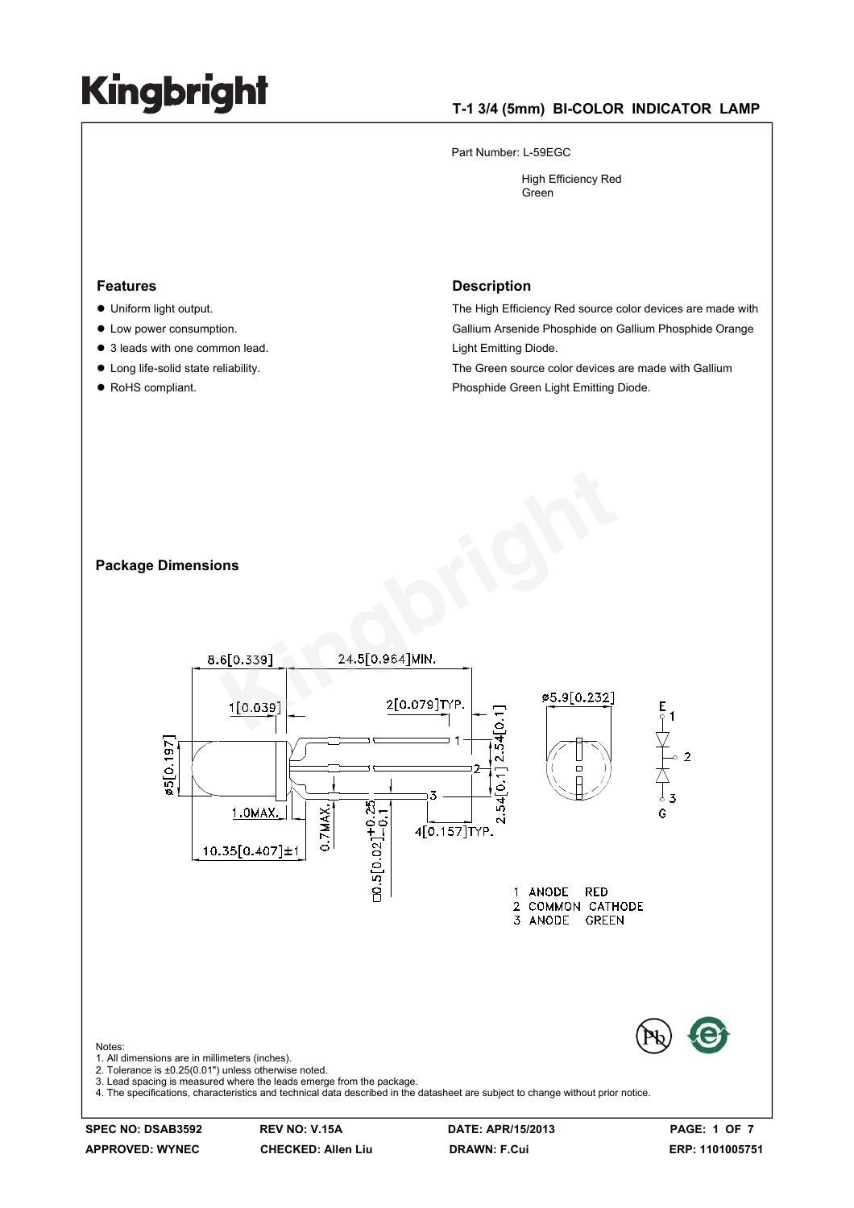# Kingbright

## T-1 3/4 (5mm) BI-COLOR INDICATOR LAMP

Part Number: L-59EGC

High Efficiency Red
Green

## Features

- Uniform light output.
- Low power consumption.
- 3 leads with one common lead.
- Long life-solid state reliability.
- RoHS compliant.

## Description

The High Efficiency Red source color devices are made with Gallium Arsenide Phosphide on Gallium Phosphide Orange Light Emitting Diode.

The Green source color devices are made with Gallium Phosphide Green Light Emitting Diode.

## Package Dimensions

8.6[0.339] 24.5[0.964]MIN.

1[0.039] 2[0.079]TYP.

ø5[0.197] 2.54[0.1] 2.54[0.1]

1.0MAX. 0.7MAX. □0.5[0.02]+0.25 −0.1 4[0.157]TYP.

10.35[0.407]±1

ø5.9[0.232]

1 ANODE RED
2 COMMON CATHODE
3 ANODE GREEN

Notes:
1. All dimensions are in millimeters (inches).
2. Tolerance is ±0.25(0.01") unless otherwise noted.
3. Lead spacing is measured where the leads emerge from the package.
4. The specifications, characteristics and technical data described in the datasheet are subject to change without prior notice.

| SPEC NO: DSAB3592 | REV NO: V.15A | DATE: APR/15/2013 | PAGE: 1 OF 7 |
|---|---|---|---|
| APPROVED: WYNEC | CHECKED: Allen Liu | DRAWN: F.Cui | ERP: 1101005751 |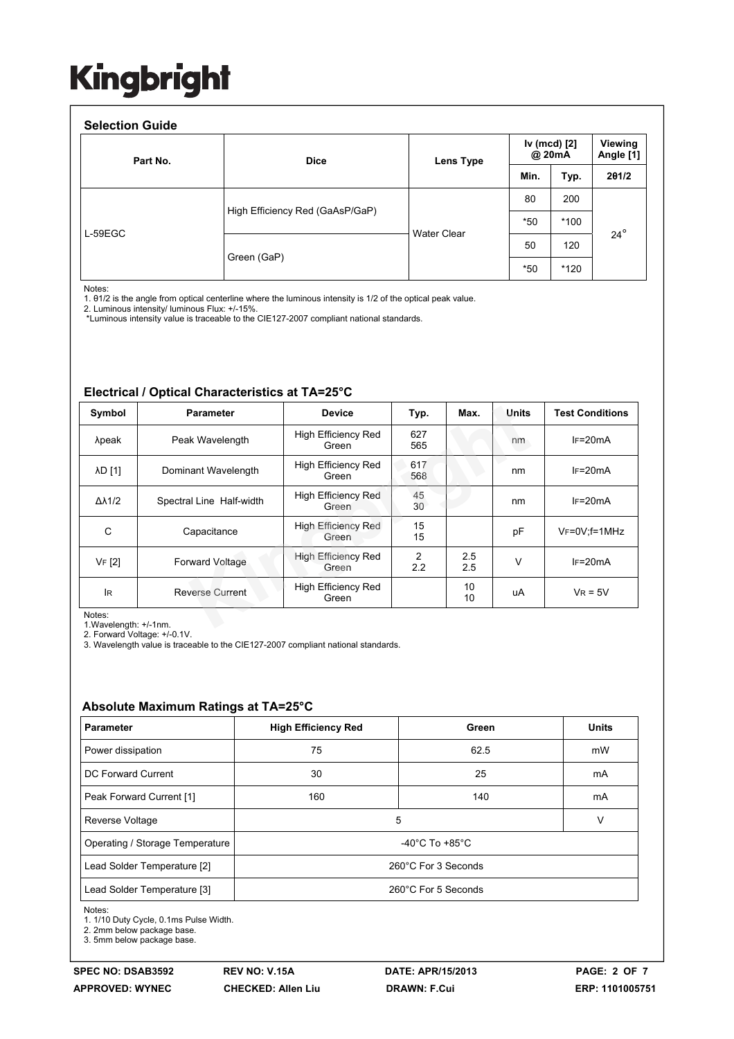## Selection Guide

| Part No. | Dice | Lens Type | Iv (mcd) [2] @ 20mA | | Viewing Angle [1] |
|---|---|---|---|---|---|
| | | | Min. | Typ. | 2θ1/2 |
| L-59EGC | High Efficiency Red (GaAsP/GaP) | Water Clear | 80 | 200 | 24° |
| | | | *50 | *100 | |
| | Green (GaP) | | 50 | 120 | |
| | | | *50 | *120 | |

Notes:
1. θ1/2 is the angle from optical centerline where the luminous intensity is 1/2 of the optical peak value.
2. Luminous intensity/ luminous Flux: +/-15%.
*Luminous intensity value is traceable to the CIE127-2007 compliant national standards.

## Electrical / Optical Characteristics at TA=25°C

| Symbol | Parameter | Device | Typ. | Max. | Units | Test Conditions |
|---|---|---|---|---|---|---|
| λpeak | Peak Wavelength | High Efficiency Red<br>Green | 627<br>565 | | nm | IF=20mA |
| λD [1] | Dominant Wavelength | High Efficiency Red<br>Green | 617<br>568 | | nm | IF=20mA |
| Δλ1/2 | Spectral Line Half-width | High Efficiency Red<br>Green | 45<br>30 | | nm | IF=20mA |
| C | Capacitance | High Efficiency Red<br>Green | 15<br>15 | | pF | VF=0V;f=1MHz |
| VF [2] | Forward Voltage | High Efficiency Red<br>Green | 2<br>2.2 | 2.5<br>2.5 | V | IF=20mA |
| IR | Reverse Current | High Efficiency Red<br>Green | | 10<br>10 | uA | VR = 5V |

Notes:
1.Wavelength: +/-1nm.
2. Forward Voltage: +/-0.1V.
3. Wavelength value is traceable to the CIE127-2007 compliant national standards.

## Absolute Maximum Ratings at TA=25°C

| Parameter | High Efficiency Red | Green | Units |
|---|---|---|---|
| Power dissipation | 75 | 62.5 | mW |
| DC Forward Current | 30 | 25 | mA |
| Peak Forward Current [1] | 160 | 140 | mA |
| Reverse Voltage | 5 | | V |
| Operating / Storage Temperature | -40°C To +85°C | | |
| Lead Solder Temperature [2] | 260°C For 3 Seconds | | |
| Lead Solder Temperature [3] | 260°C For 5 Seconds | | |

Notes:
1. 1/10 Duty Cycle, 0.1ms Pulse Width.
2. 2mm below package base.
3. 5mm below package base.

| SPEC NO: DSAB3592 | REV NO: V.15A | DATE: APR/15/2013 | |
|---|---|---|---|
| APPROVED: WYNEC | CHECKED: Allen Liu | DRAWN: F.Cui | ERP: 1101005751 |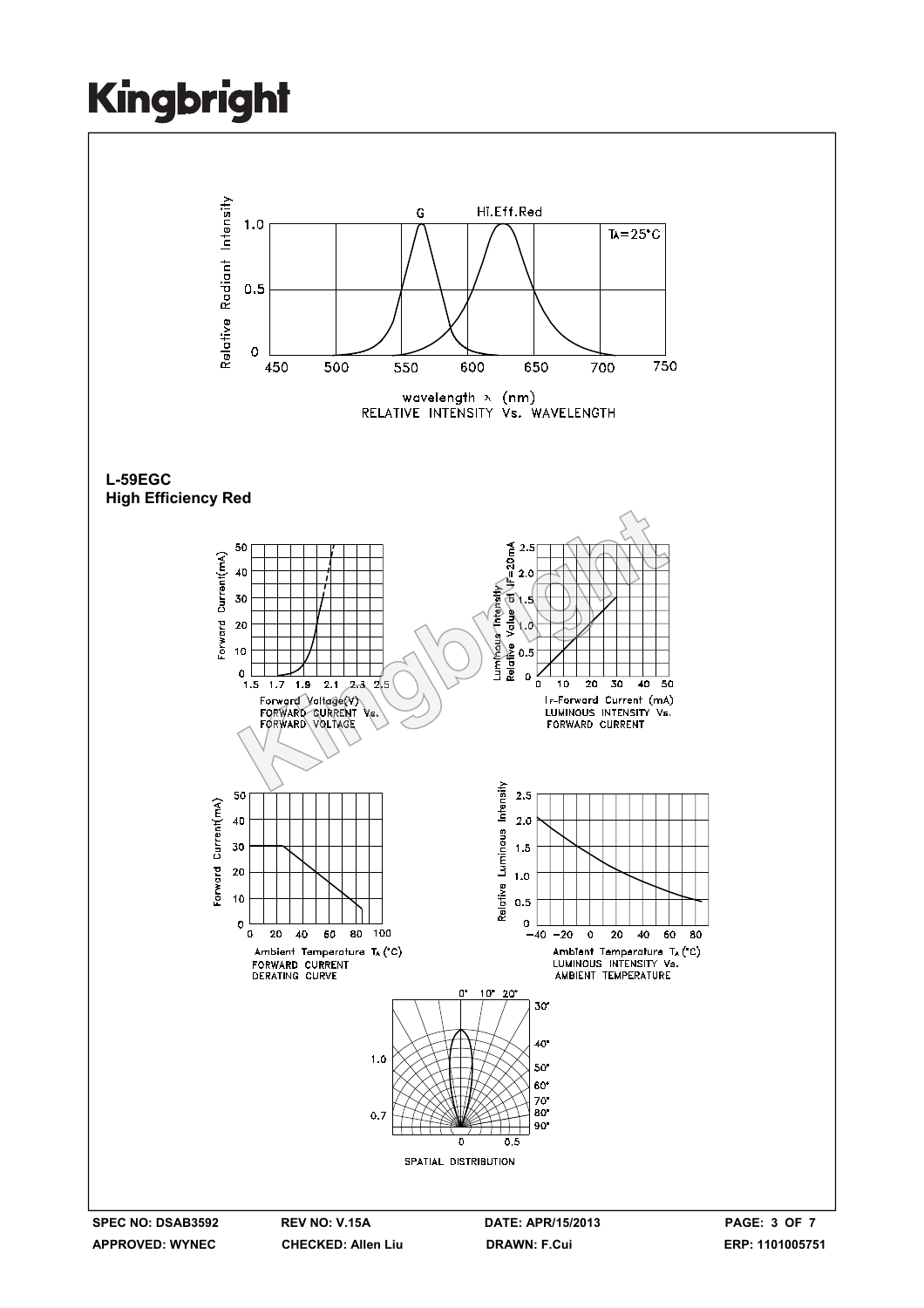Relative Radiant Intensity vs. wavelength λ (nm) — G, Hi.Eff.Red, $T_A=25°C$

RELATIVE INTENSITY Vs. WAVELENGTH

**L-59EGC**
**High Efficiency Red**

FORWARD CURRENT Vs. FORWARD VOLTAGE

LUMINOUS INTENSITY Vs. FORWARD CURRENT

FORWARD CURRENT DERATING CURVE

LUMINOUS INTENSITY Vs. AMBIENT TEMPERATURE

SPATIAL DISTRIBUTION

| SPEC NO: DSAB3592 | REV NO: V.15A | DATE: APR/15/2013 | |
|---|---|---|---|
| APPROVED: WYNEC | CHECKED: Allen Liu | DRAWN: F.Cui | ERP: 1101005751 |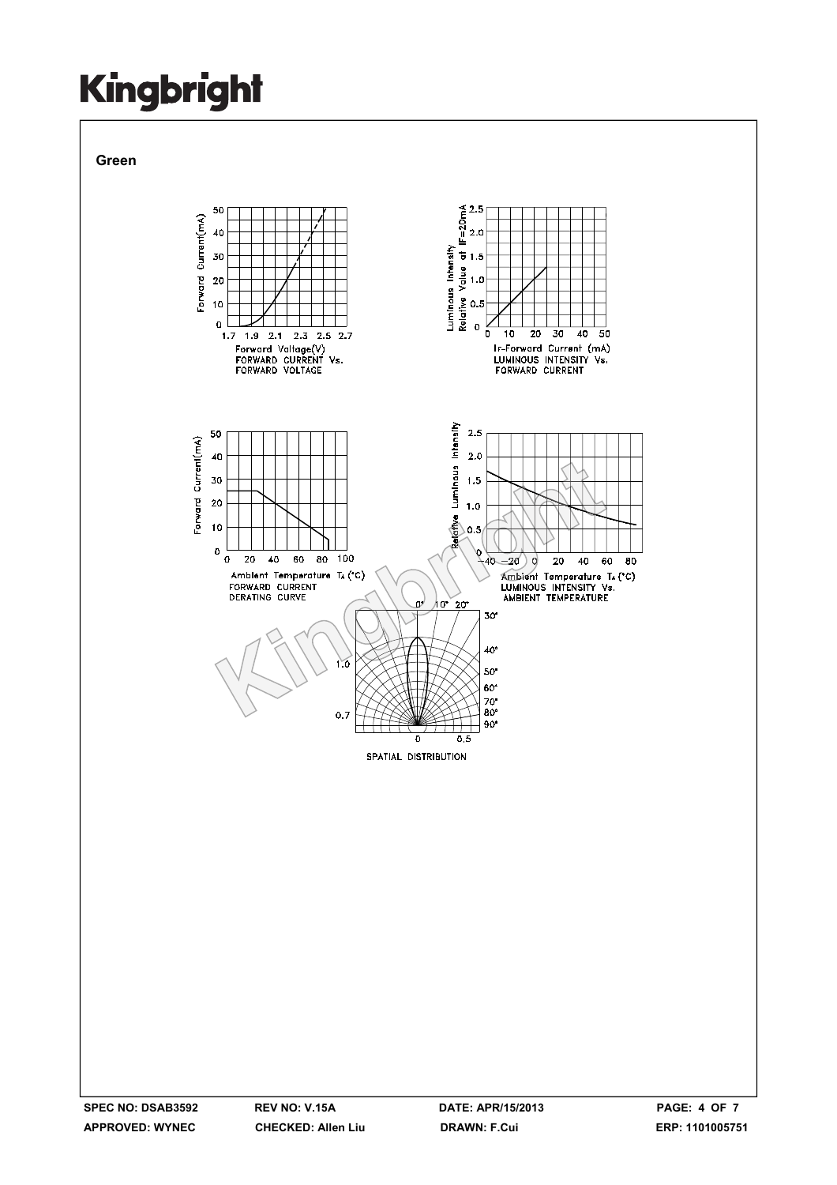## Green

Forward Current(mA)

Forward Voltage(V)

FORWARD CURRENT Vs. FORWARD VOLTAGE

Luminous Intensity Relative Value at IF=20mA

IF-Forward Current (mA)

LUMINOUS INTENSITY Vs. FORWARD CURRENT

Forward Current(mA)

Ambient Temperature $T_A$ (°C)

FORWARD CURRENT DERATING CURVE

Relative Luminous Intensity

Ambient Temperature $T_A$ (°C)

LUMINOUS INTENSITY Vs. AMBIENT TEMPERATURE

SPATIAL DISTRIBUTION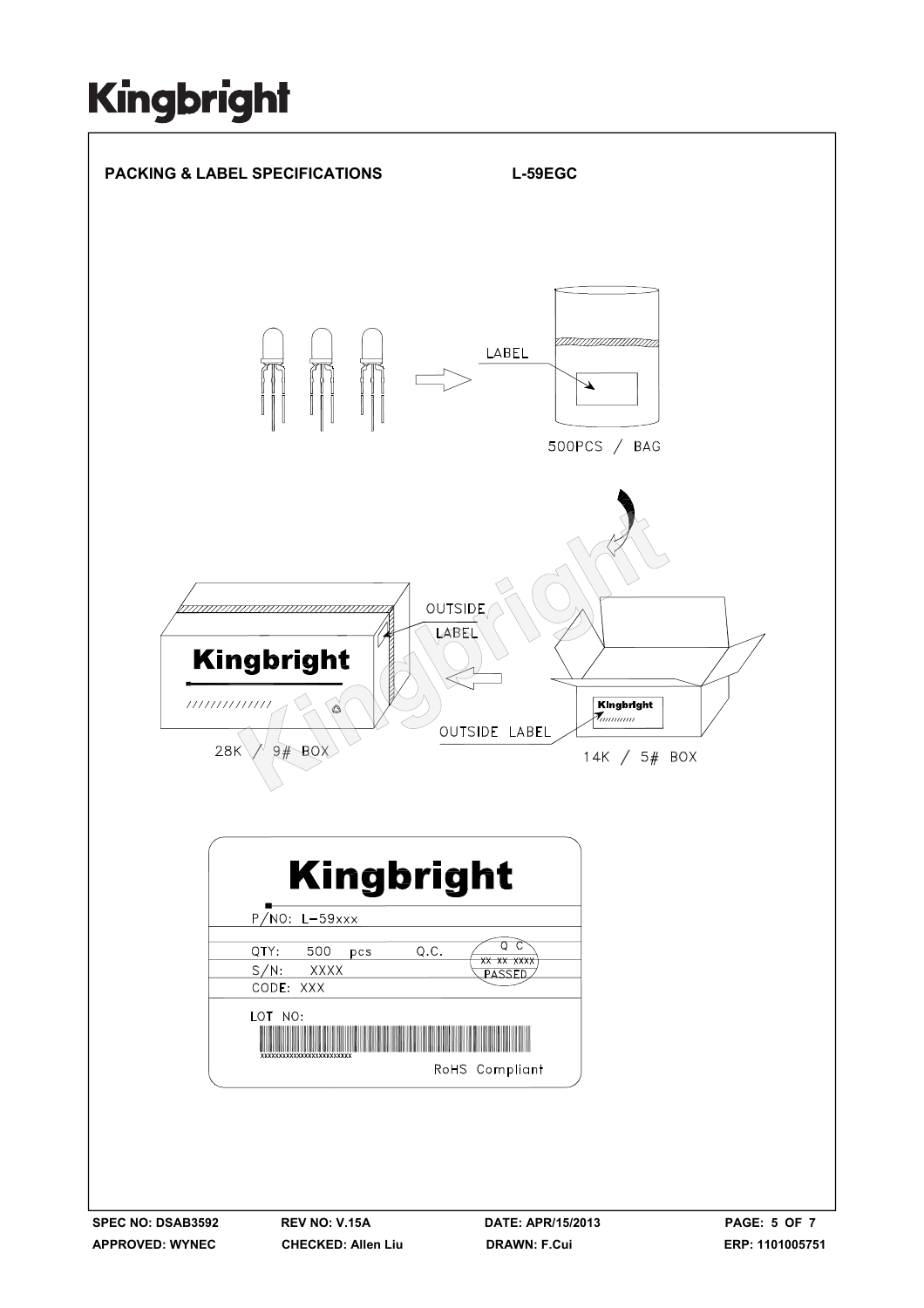**PACKING & LABEL SPECIFICATIONS** **L-59EGC**

LABEL

500PCS / BAG

OUTSIDE LABEL

Kingbright

28K / 9# BOX

OUTSIDE LABEL

14K / 5# BOX

**Kingbright**

P/NO: L-59xxx

QTY: 500 pcs Q.C. Q C XX XX XXXX PASSED

S/N: XXXX

CODE: XXX

LOT NO:

XXXXXXXXXXXXXXXXXXXXXXXX

RoHS Compliant

| SPEC NO: DSAB3592 | REV NO: V.15A | DATE: APR/15/2013 |
|---|---|---|
| APPROVED: WYNEC | CHECKED: Allen Liu | DRAWN: F.Cui |

ERP: 1101005751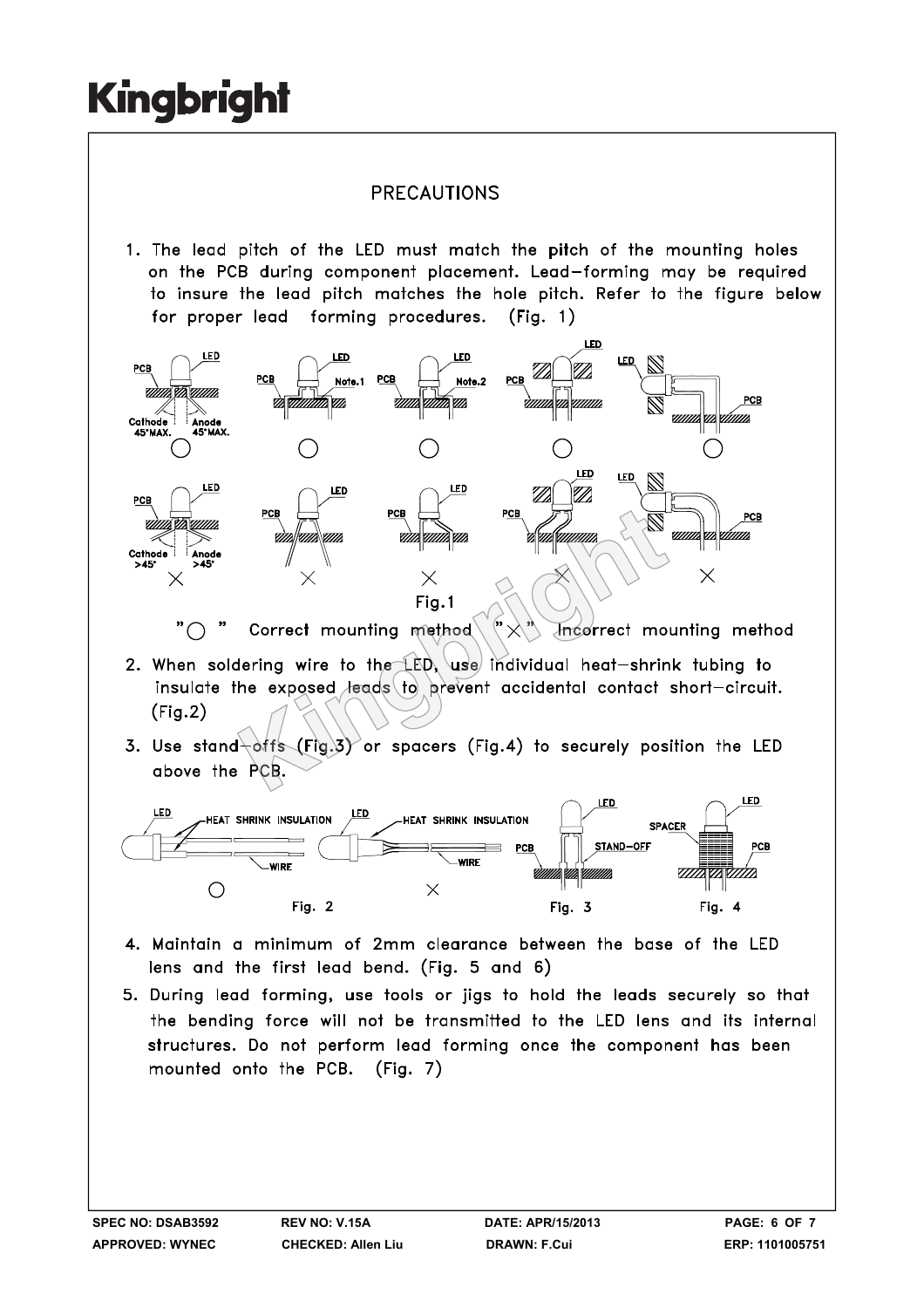# PRECAUTIONS

1. The lead pitch of the LED must match the pitch of the mounting holes on the PCB during component placement. Lead–forming may be required to insure the lead pitch matches the hole pitch. Refer to the figure below for proper lead forming procedures. (Fig. 1)

Fig.1

"○ " Correct mounting method "×" Incorrect mounting method

2. When soldering wire to the LED, use individual heat–shrink tubing to insulate the exposed leads to prevent accidental contact short–circuit. (Fig.2)

3. Use stand–offs (Fig.3) or spacers (Fig.4) to securely position the LED above the PCB.

Fig. 2 Fig. 3 Fig. 4

4. Maintain a minimum of 2mm clearance between the base of the LED lens and the first lead bend. (Fig. 5 and 6)

5. During lead forming, use tools or jigs to hold the leads securely so that the bending force will not be transmitted to the LED lens and its internal structures. Do not perform lead forming once the component has been mounted onto the PCB. (Fig. 7)

| SPEC NO: DSAB3592 | REV NO: V.15A | DATE: APR/15/2013 | PAGE: 6 OF 7 |
|---|---|---|---|
| APPROVED: WYNEC | CHECKED: Allen Liu | DRAWN: F.Cui | ERP: 1101005751 |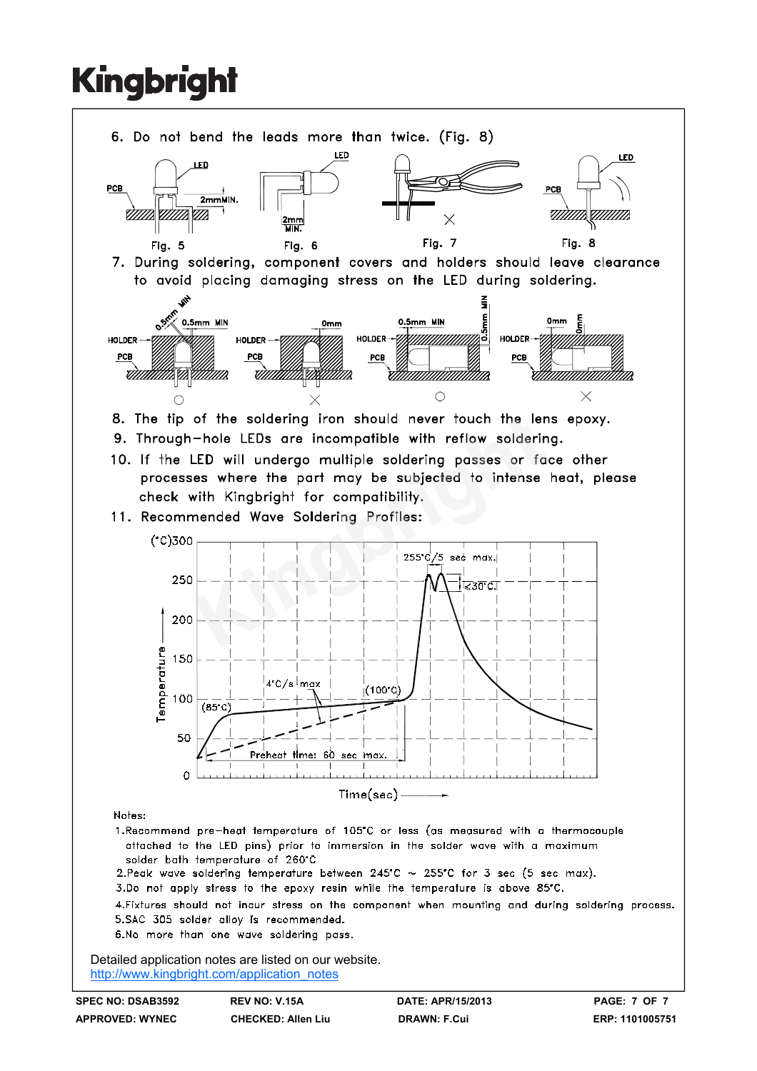6. Do not bend the leads more than twice. (Fig. 8)

Fig. 5 Fig. 6 Fig. 7 Fig. 8

7. During soldering, component covers and holders should leave clearance to avoid placing damaging stress on the LED during soldering.

8. The tip of the soldering iron should never touch the lens epoxy.
9. Through-hole LEDs are incompatible with reflow soldering.
10. If the LED will undergo multiple soldering passes or face other processes where the part may be subjected to intense heat, please check with Kingbright for compatibility.
11. Recommended Wave Soldering Profiles:

Notes:

1. Recommend pre-heat temperature of 105°C or less (as measured with a thermocouple attached to the LED pins) prior to immersion in the solder wave with a maximum solder bath temperature of 260°C
2. Peak wave soldering temperature between 245°C ~ 255°C for 3 sec (5 sec max).
3. Do not apply stress to the epoxy resin while the temperature is above 85°C.
4. Fixtures should not incur stress on the component when mounting and during soldering process.
5. SAC 305 solder alloy is recommended.
6. No more than one wave soldering pass.

Detailed application notes are listed on our website.
http://www.kingbright.com/application_notes

| SPEC NO: DSAB3592 | REV NO: V.15A | DATE: APR/15/2013 | PAGE: 7 OF 7 |
|---|---|---|---|
| APPROVED: WYNEC | CHECKED: Allen Liu | DRAWN: F.Cui | ERP: 1101005751 |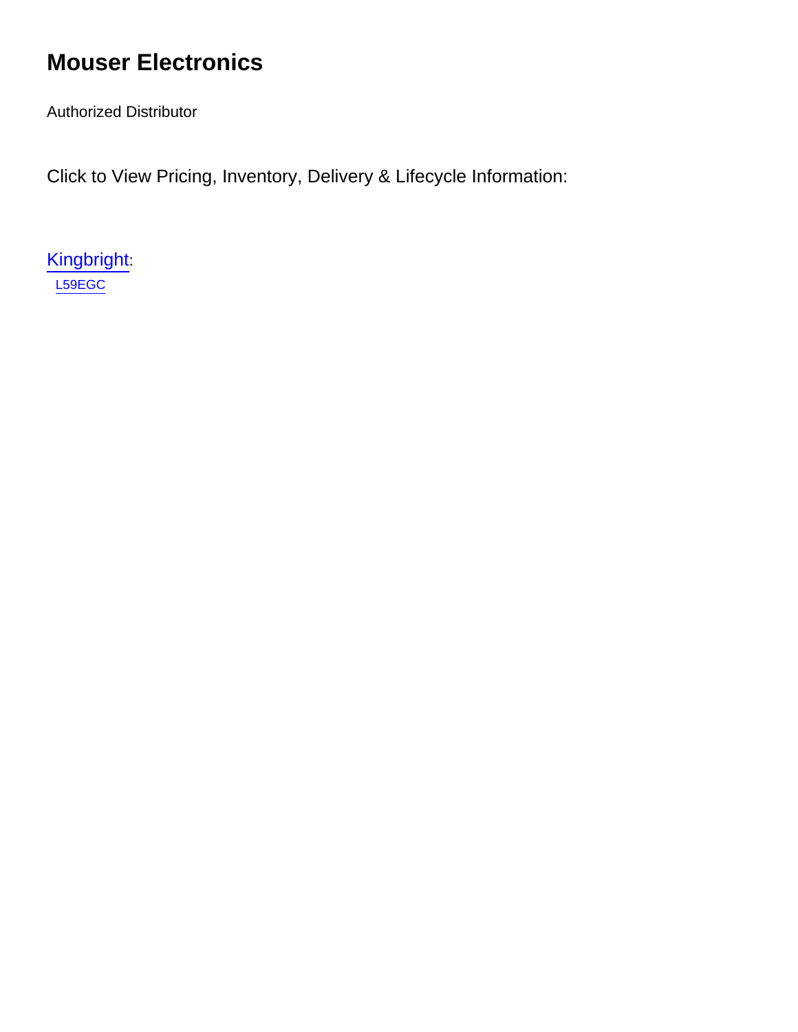# Mouser Electronics

Authorized Distributor

Click to View Pricing, Inventory, Delivery & Lifecycle Information:

Kingbright:

L59EGC